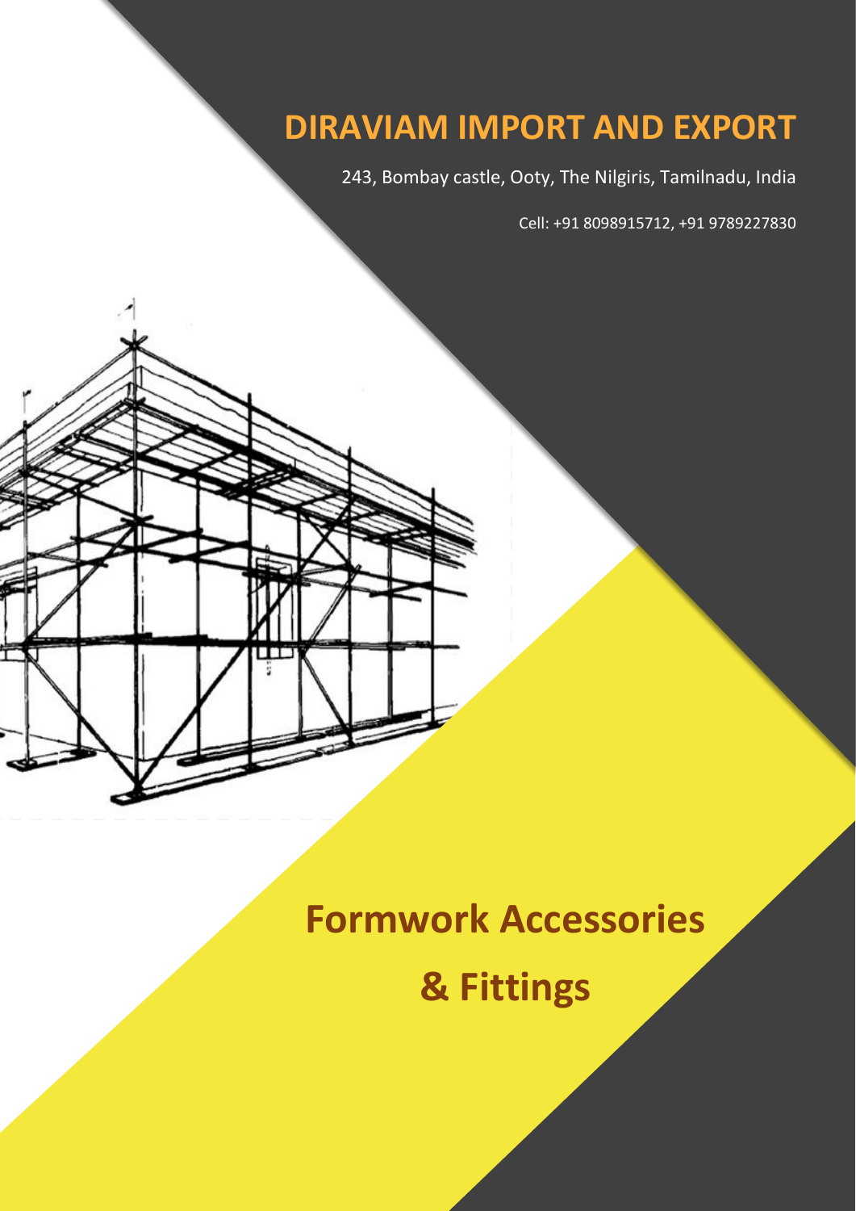# DIRAVIAM IMPORT AND EXPORT

243, Bombay castle, Ooty, The Nilgiris, Tamilnadu, India

Cell: +91 8098915712, +91 9789227830

# Formwork Accessories & Fittings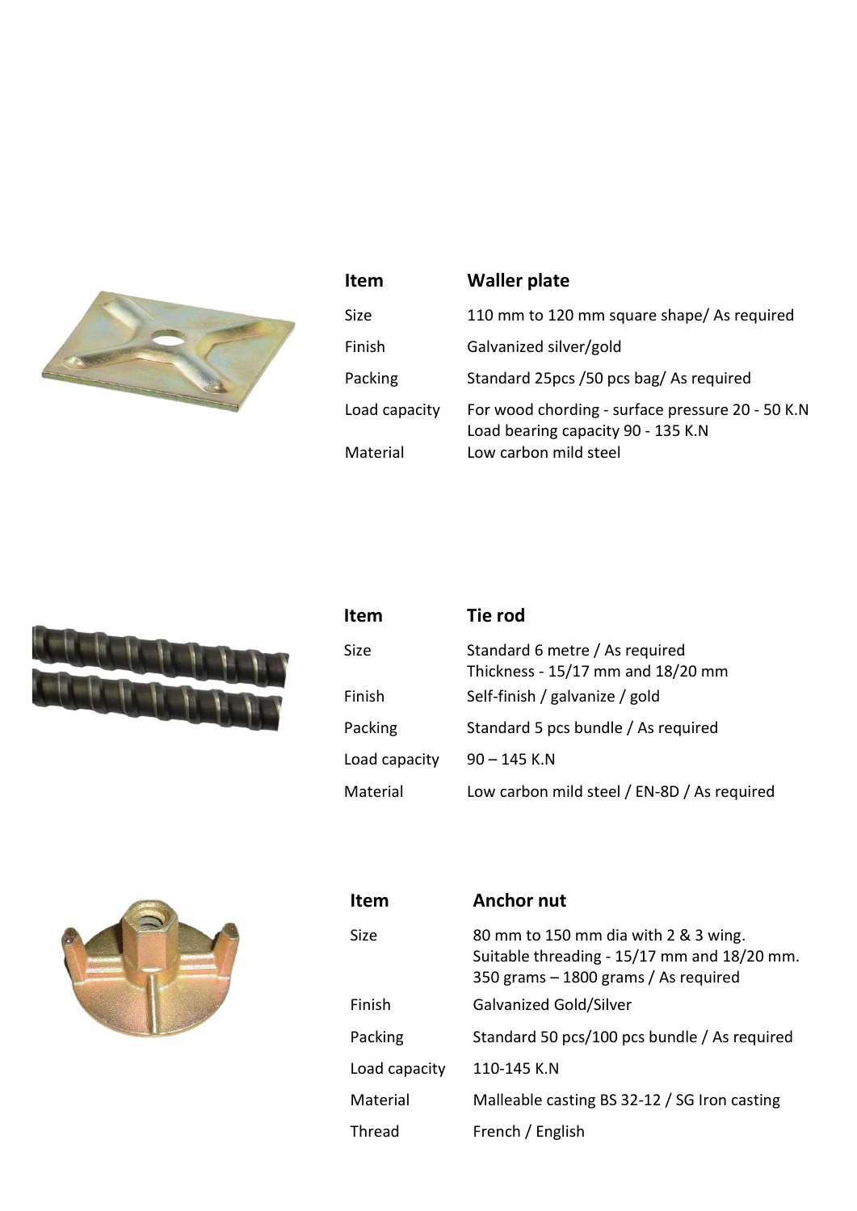| Item | Waller plate |
| --- | --- |
| Size | 110 mm to 120 mm square shape/ As required |
| Finish | Galvanized silver/gold |
| Packing | Standard 25pcs /50 pcs bag/ As required |
| Load capacity | For wood chording - surface pressure 20 - 50 K.N<br>Load bearing capacity 90 - 135 K.N |
| Material | Low carbon mild steel |

| Item | Tie rod |
| --- | --- |
| Size | Standard 6 metre / As required<br>Thickness - 15/17 mm and 18/20 mm |
| Finish | Self-finish / galvanize / gold |
| Packing | Standard 5 pcs bundle / As required |
| Load capacity | 90 – 145 K.N |
| Material | Low carbon mild steel / EN-8D / As required |

| Item | Anchor nut |
| --- | --- |
| Size | 80 mm to 150 mm dia with 2 & 3 wing.<br>Suitable threading - 15/17 mm and 18/20 mm.<br>350 grams – 1800 grams / As required |
| Finish | Galvanized Gold/Silver |
| Packing | Standard 50 pcs/100 pcs bundle / As required |
| Load capacity | 110-145 K.N |
| Material | Malleable casting BS 32-12 / SG Iron casting |
| Thread | French / English |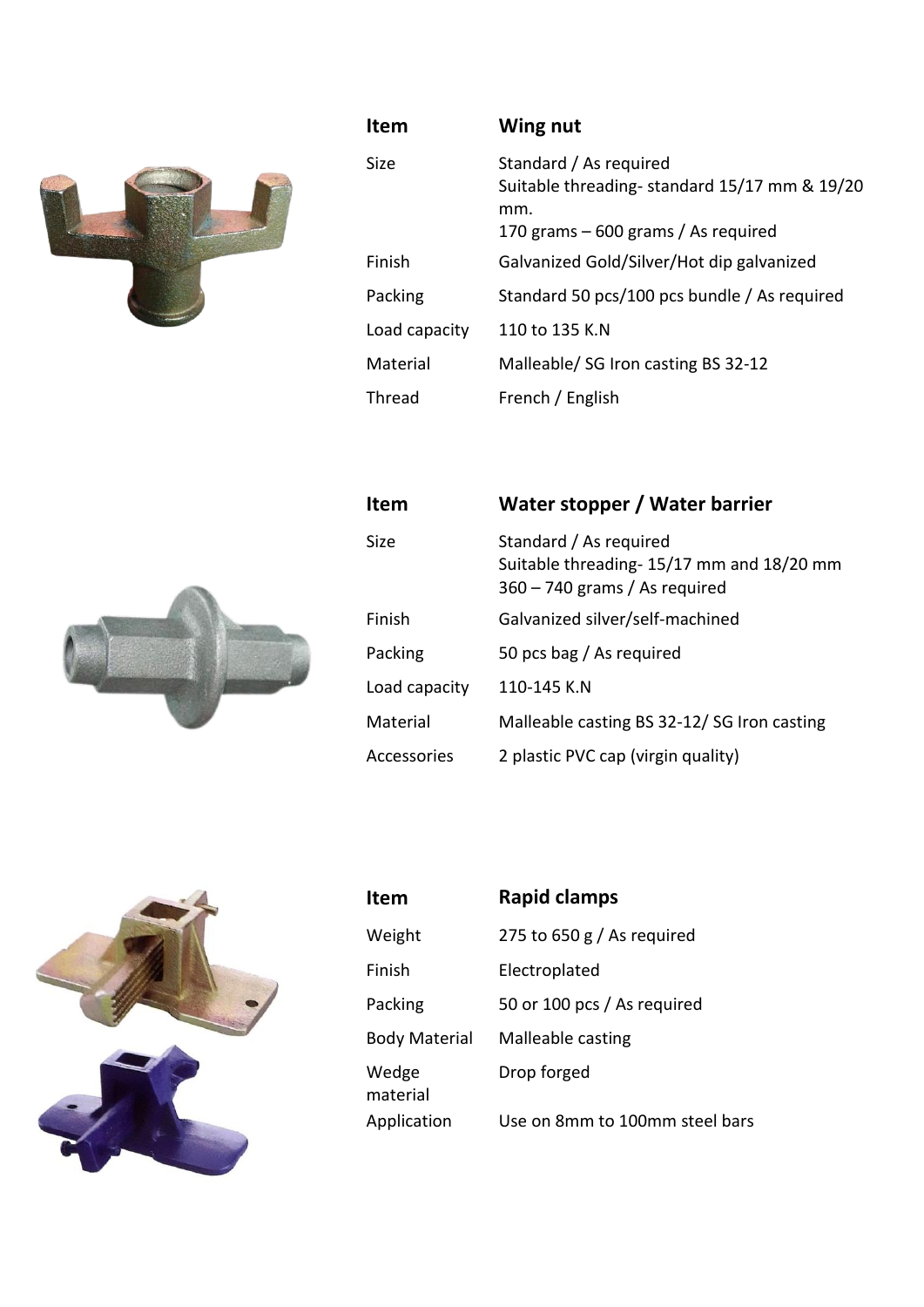| Item | Wing nut |
|---|---|
| Size | Standard / As required<br>Suitable threading- standard 15/17 mm & 19/20 mm.<br>170 grams – 600 grams / As required |
| Finish | Galvanized Gold/Silver/Hot dip galvanized |
| Packing | Standard 50 pcs/100 pcs bundle / As required |
| Load capacity | 110 to 135 K.N |
| Material | Malleable/ SG Iron casting BS 32-12 |
| Thread | French / English |

| Item | Water stopper / Water barrier |
|---|---|
| Size | Standard / As required<br>Suitable threading- 15/17 mm and 18/20 mm<br>360 – 740 grams / As required |
| Finish | Galvanized silver/self-machined |
| Packing | 50 pcs bag / As required |
| Load capacity | 110-145 K.N |
| Material | Malleable casting BS 32-12/ SG Iron casting |
| Accessories | 2 plastic PVC cap (virgin quality) |

| Item | Rapid clamps |
|---|---|
| Weight | 275 to 650 g / As required |
| Finish | Electroplated |
| Packing | 50 or 100 pcs / As required |
| Body Material | Malleable casting |
| Wedge material | Drop forged |
| Application | Use on 8mm to 100mm steel bars |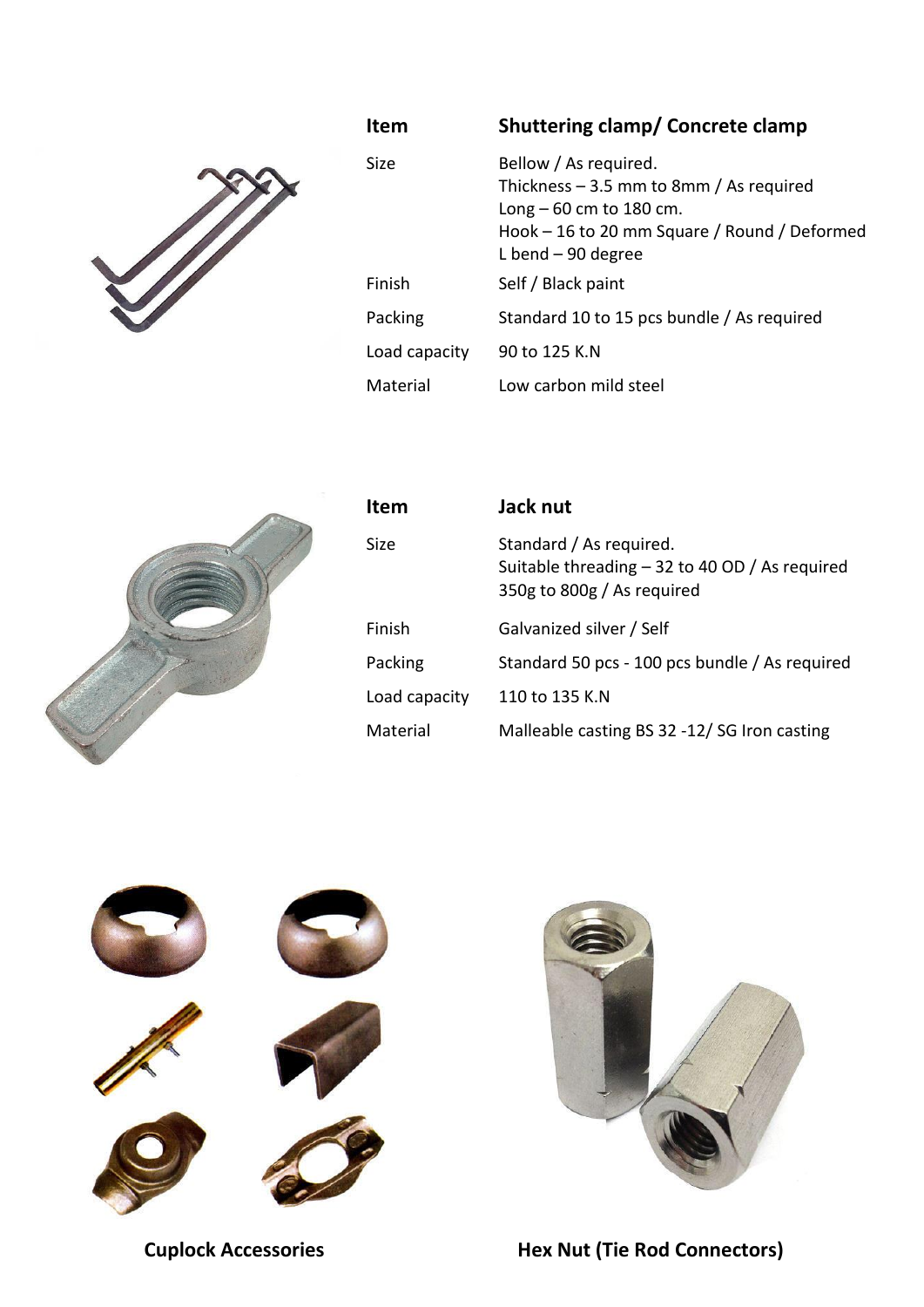| Item | Shuttering clamp/ Concrete clamp |
|---|---|
| Size | Bellow / As required.<br>Thickness – 3.5 mm to 8mm / As required<br>Long – 60 cm to 180 cm.<br>Hook – 16 to 20 mm Square / Round / Deformed<br>L bend – 90 degree |
| Finish | Self / Black paint |
| Packing | Standard 10 to 15 pcs bundle / As required |
| Load capacity | 90 to 125 K.N |
| Material | Low carbon mild steel |

| Item | Jack nut |
|---|---|
| Size | Standard / As required.<br>Suitable threading – 32 to 40 OD / As required<br>350g to 800g / As required |
| Finish | Galvanized silver / Self |
| Packing | Standard 50 pcs - 100 pcs bundle / As required |
| Load capacity | 110 to 135 K.N |
| Material | Malleable casting BS 32 -12/ SG Iron casting |

**Cuplock Accessories**

**Hex Nut (Tie Rod Connectors)**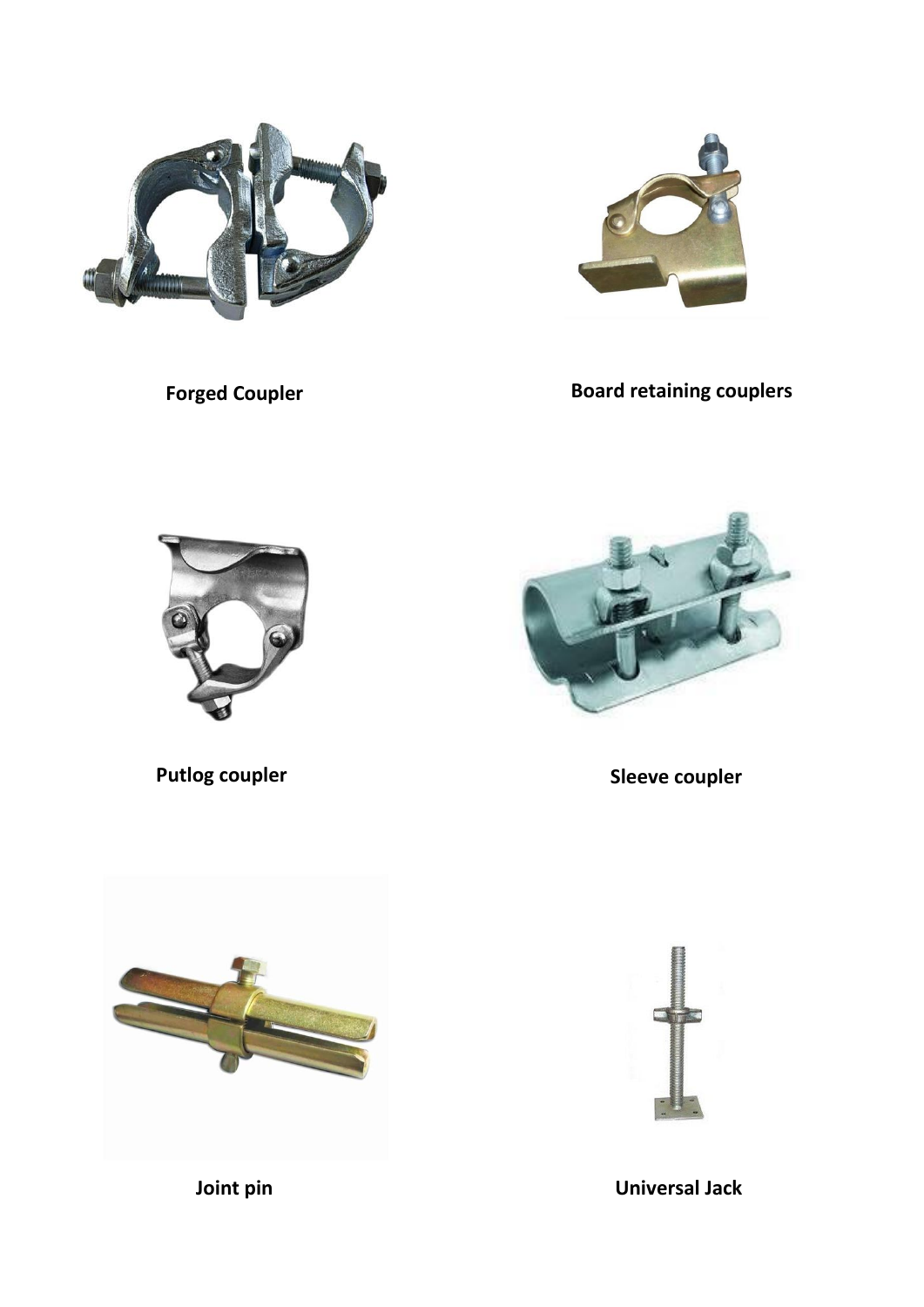**Forged Coupler**

**Board retaining couplers**

**Putlog coupler**

**Sleeve coupler**

**Joint pin**

**Universal Jack**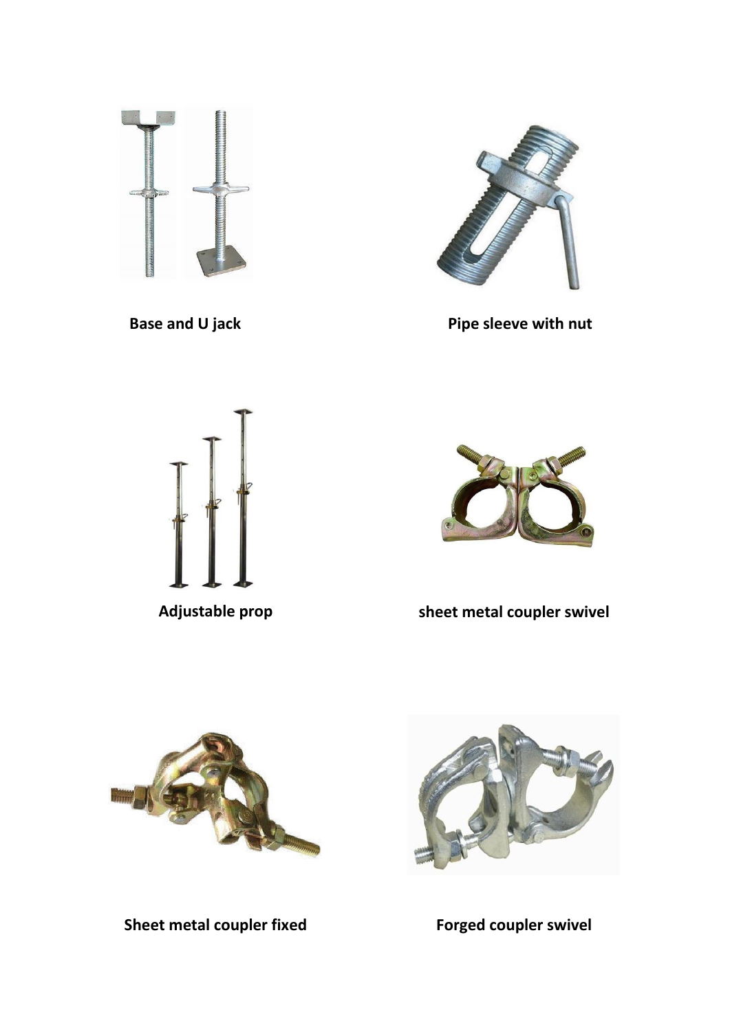Base and U jack

Pipe sleeve with nut

Adjustable prop

sheet metal coupler swivel

Sheet metal coupler fixed

Forged coupler swivel